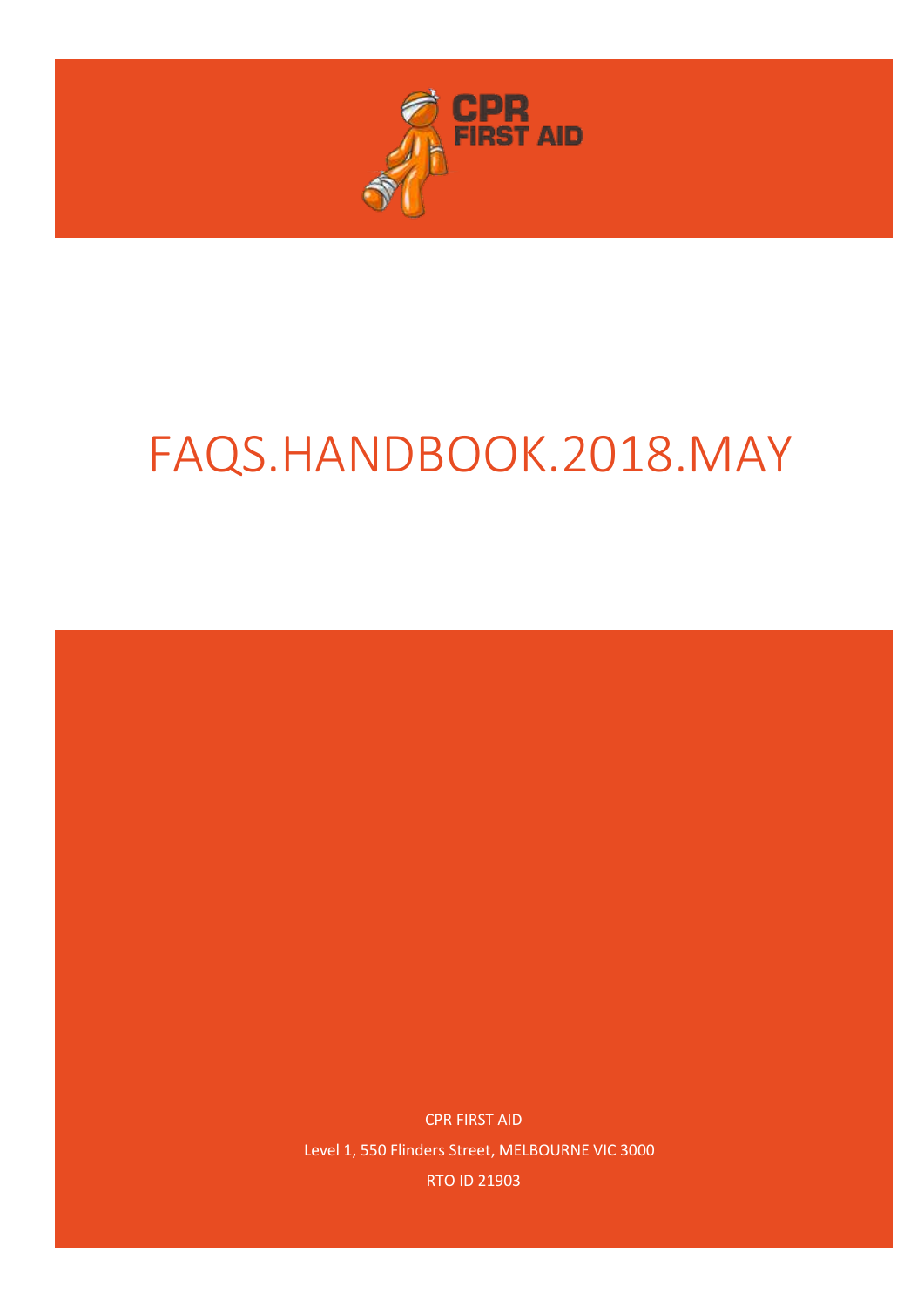CPR FIRST AID

# FAQS.HANDBOOK.2018.MAY

CPR FIRST AID

Level 1, 550 Flinders Street, MELBOURNE VIC 3000

RTO ID 21903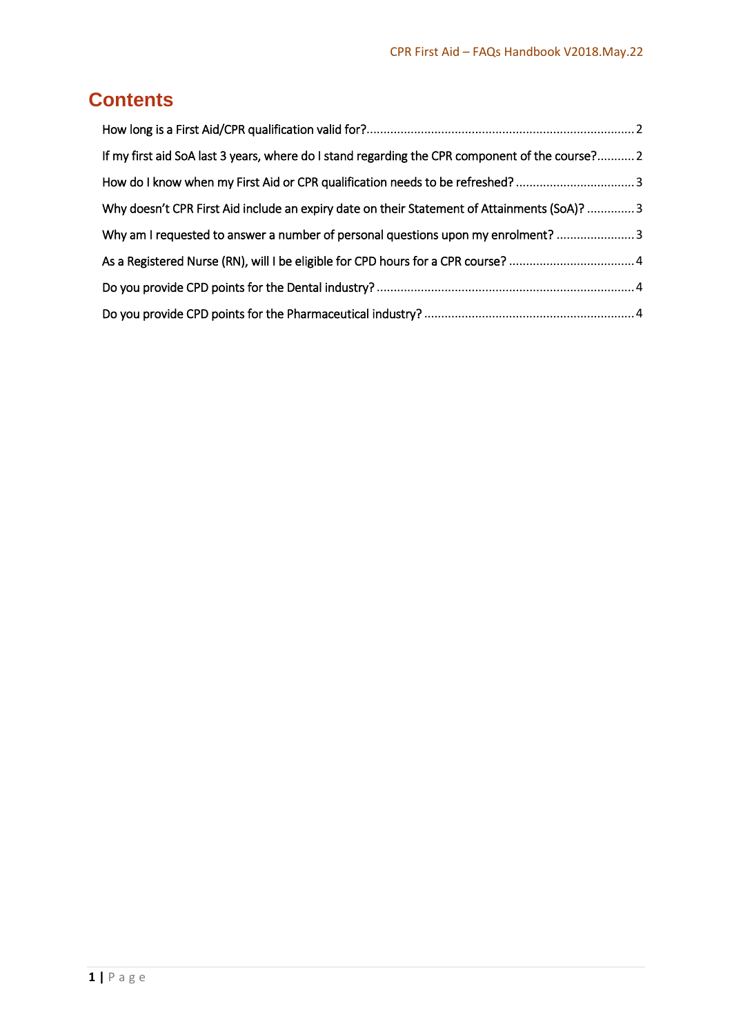# Contents

How long is a First Aid/CPR qualification valid for? .......... 2

If my first aid SoA last 3 years, where do I stand regarding the CPR component of the course? .......... 2

How do I know when my First Aid or CPR qualification needs to be refreshed? .......... 3

Why doesn't CPR First Aid include an expiry date on their Statement of Attainments (SoA)? .......... 3

Why am I requested to answer a number of personal questions upon my enrolment? .......... 3

As a Registered Nurse (RN), will I be eligible for CPD hours for a CPR course? .......... 4

Do you provide CPD points for the Dental industry? .......... 4

Do you provide CPD points for the Pharmaceutical industry? .......... 4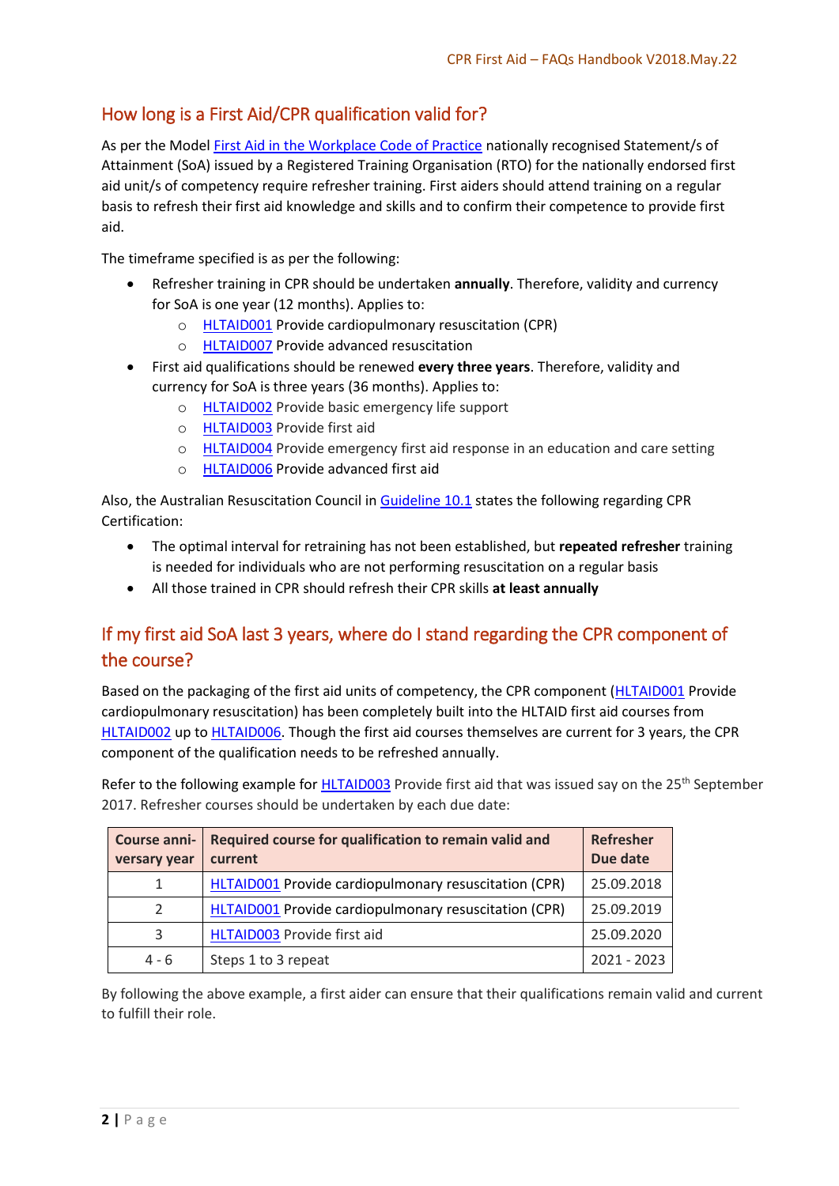## How long is a First Aid/CPR qualification valid for?

As per the Model First Aid in the Workplace Code of Practice nationally recognised Statement/s of Attainment (SoA) issued by a Registered Training Organisation (RTO) for the nationally endorsed first aid unit/s of competency require refresher training. First aiders should attend training on a regular basis to refresh their first aid knowledge and skills and to confirm their competence to provide first aid.

The timeframe specified is as per the following:

- Refresher training in CPR should be undertaken **annually**. Therefore, validity and currency for SoA is one year (12 months). Applies to:
  - HLTAID001 Provide cardiopulmonary resuscitation (CPR)
  - HLTAID007 Provide advanced resuscitation
- First aid qualifications should be renewed **every three years**. Therefore, validity and currency for SoA is three years (36 months). Applies to:
  - HLTAID002 Provide basic emergency life support
  - HLTAID003 Provide first aid
  - HLTAID004 Provide emergency first aid response in an education and care setting
  - HLTAID006 Provide advanced first aid

Also, the Australian Resuscitation Council in Guideline 10.1 states the following regarding CPR Certification:

- The optimal interval for retraining has not been established, but **repeated refresher** training is needed for individuals who are not performing resuscitation on a regular basis
- All those trained in CPR should refresh their CPR skills **at least annually**

## If my first aid SoA last 3 years, where do I stand regarding the CPR component of the course?

Based on the packaging of the first aid units of competency, the CPR component (HLTAID001 Provide cardiopulmonary resuscitation) has been completely built into the HLTAID first aid courses from HLTAID002 up to HLTAID006. Though the first aid courses themselves are current for 3 years, the CPR component of the qualification needs to be refreshed annually.

Refer to the following example for HLTAID003 Provide first aid that was issued say on the 25th September 2017. Refresher courses should be undertaken by each due date:

| Course anniversary year | Required course for qualification to remain valid and current | Refresher Due date |
|---|---|---|
| 1 | HLTAID001 Provide cardiopulmonary resuscitation (CPR) | 25.09.2018 |
| 2 | HLTAID001 Provide cardiopulmonary resuscitation (CPR) | 25.09.2019 |
| 3 | HLTAID003 Provide first aid | 25.09.2020 |
| 4 - 6 | Steps 1 to 3 repeat | 2021 - 2023 |

By following the above example, a first aider can ensure that their qualifications remain valid and current to fulfill their role.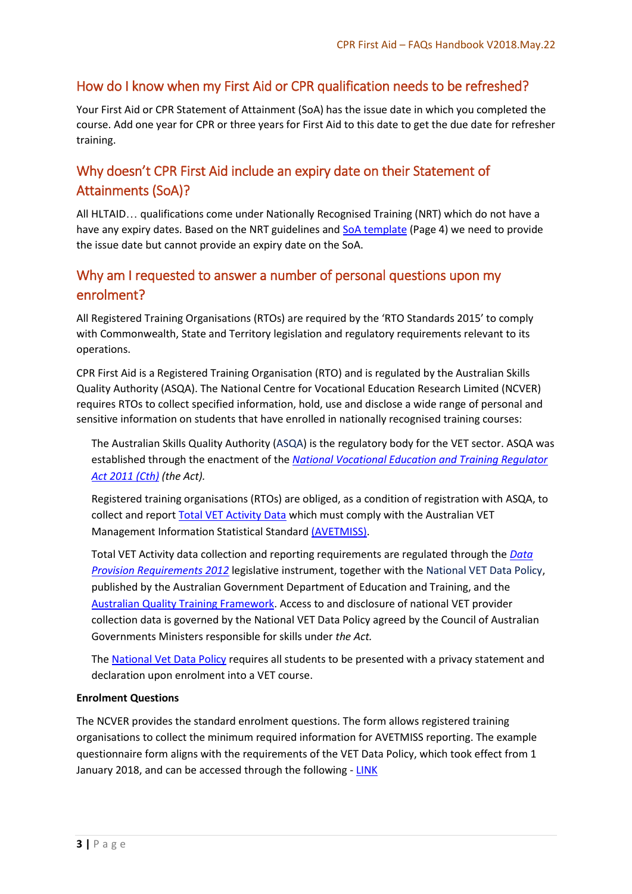## How do I know when my First Aid or CPR qualification needs to be refreshed?

Your First Aid or CPR Statement of Attainment (SoA) has the issue date in which you completed the course. Add one year for CPR or three years for First Aid to this date to get the due date for refresher training.

## Why doesn't CPR First Aid include an expiry date on their Statement of Attainments (SoA)?

All HLTAID… qualifications come under Nationally Recognised Training (NRT) which do not have a have any expiry dates. Based on the NRT guidelines and SoA template (Page 4) we need to provide the issue date but cannot provide an expiry date on the SoA.

## Why am I requested to answer a number of personal questions upon my enrolment?

All Registered Training Organisations (RTOs) are required by the 'RTO Standards 2015' to comply with Commonwealth, State and Territory legislation and regulatory requirements relevant to its operations.

CPR First Aid is a Registered Training Organisation (RTO) and is regulated by the Australian Skills Quality Authority (ASQA). The National Centre for Vocational Education Research Limited (NCVER) requires RTOs to collect specified information, hold, use and disclose a wide range of personal and sensitive information on students that have enrolled in nationally recognised training courses:

> The Australian Skills Quality Authority (ASQA) is the regulatory body for the VET sector. ASQA was established through the enactment of the *National Vocational Education and Training Regulator Act 2011 (Cth)* *(the Act).*
>
> Registered training organisations (RTOs) are obliged, as a condition of registration with ASQA, to collect and report Total VET Activity Data which must comply with the Australian VET Management Information Statistical Standard (AVETMISS).
>
> Total VET Activity data collection and reporting requirements are regulated through the *Data Provision Requirements 2012* legislative instrument, together with the National VET Data Policy, published by the Australian Government Department of Education and Training, and the Australian Quality Training Framework. Access to and disclosure of national VET provider collection data is governed by the National VET Data Policy agreed by the Council of Australian Governments Ministers responsible for skills under *the Act.*
>
> The National Vet Data Policy requires all students to be presented with a privacy statement and declaration upon enrolment into a VET course.

**Enrolment Questions**

The NCVER provides the standard enrolment questions. The form allows registered training organisations to collect the minimum required information for AVETMISS reporting. The example questionnaire form aligns with the requirements of the VET Data Policy, which took effect from 1 January 2018, and can be accessed through the following - LINK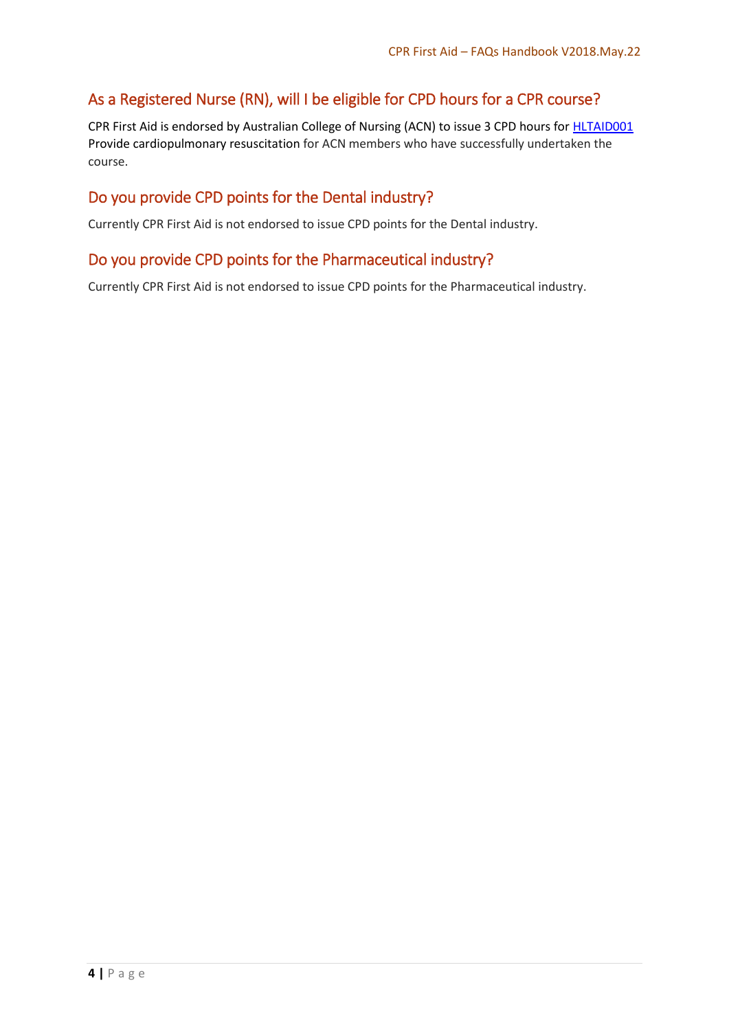## As a Registered Nurse (RN), will I be eligible for CPD hours for a CPR course?

CPR First Aid is endorsed by Australian College of Nursing (ACN) to issue 3 CPD hours for [HLTAID001](HLTAID001) Provide cardiopulmonary resuscitation for ACN members who have successfully undertaken the course.

## Do you provide CPD points for the Dental industry?

Currently CPR First Aid is not endorsed to issue CPD points for the Dental industry.

## Do you provide CPD points for the Pharmaceutical industry?

Currently CPR First Aid is not endorsed to issue CPD points for the Pharmaceutical industry.